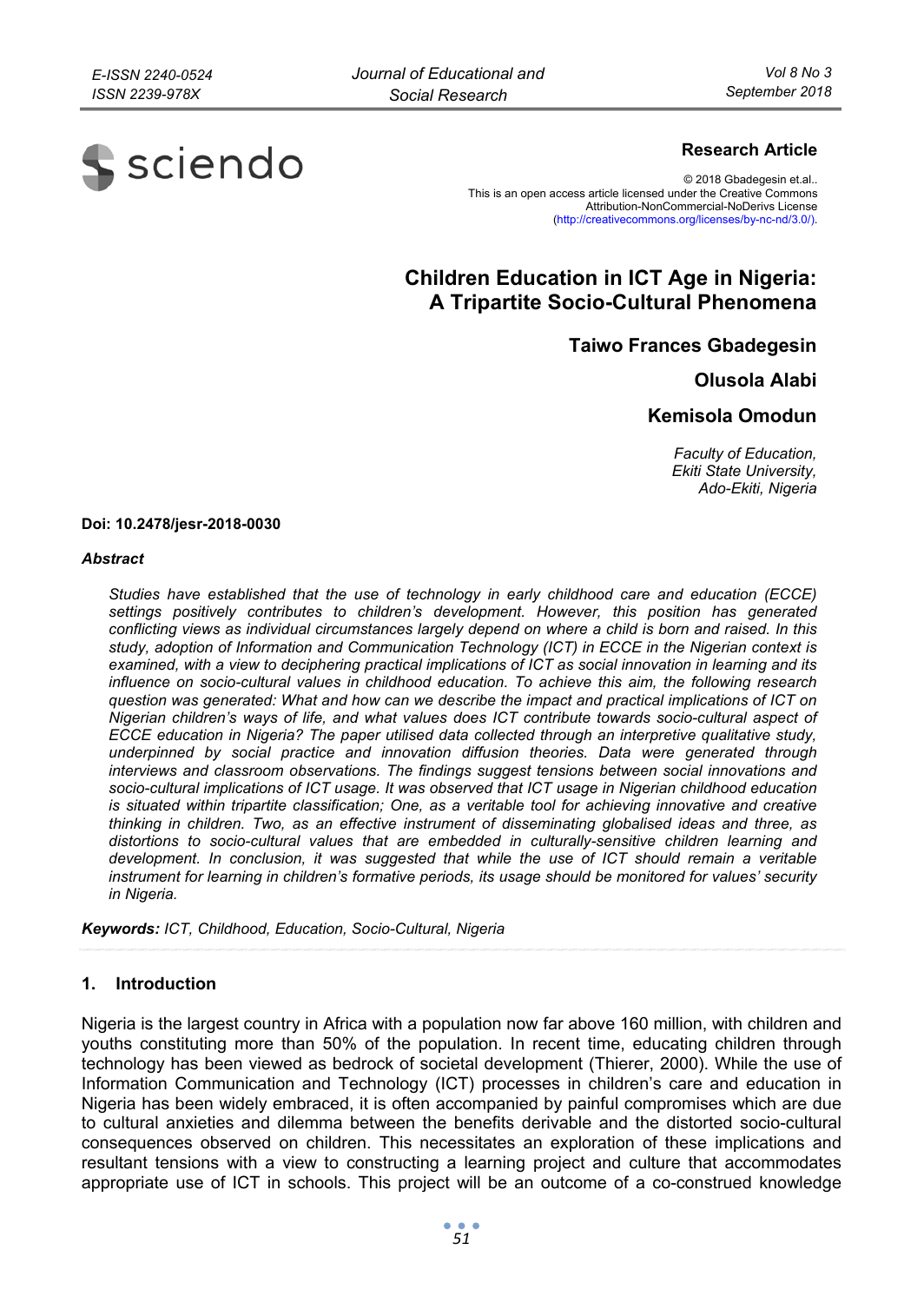**Research Article**

© 2018 Gbadegesin et.al..
This is an open access article licensed under the Creative Commons Attribution-NonCommercial-NoDerivs License (http://creativecommons.org/licenses/by-nc-nd/3.0/).

# Children Education in ICT Age in Nigeria: A Tripartite Socio-Cultural Phenomena

**Taiwo Frances Gbadegesin**

**Olusola Alabi**

**Kemisola Omodun**

*Faculty of Education, Ekiti State University, Ado-Ekiti, Nigeria*

**Doi: 10.2478/jesr-2018-0030**

***Abstract***

*Studies have established that the use of technology in early childhood care and education (ECCE) settings positively contributes to children's development. However, this position has generated conflicting views as individual circumstances largely depend on where a child is born and raised. In this study, adoption of Information and Communication Technology (ICT) in ECCE in the Nigerian context is examined, with a view to deciphering practical implications of ICT as social innovation in learning and its influence on socio-cultural values in childhood education. To achieve this aim, the following research question was generated: What and how can we describe the impact and practical implications of ICT on Nigerian children's ways of life, and what values does ICT contribute towards socio-cultural aspect of ECCE education in Nigeria? The paper utilised data collected through an interpretive qualitative study, underpinned by social practice and innovation diffusion theories. Data were generated through interviews and classroom observations. The findings suggest tensions between social innovations and socio-cultural implications of ICT usage. It was observed that ICT usage in Nigerian childhood education is situated within tripartite classification; One, as a veritable tool for achieving innovative and creative thinking in children. Two, as an effective instrument of disseminating globalised ideas and three, as distortions to socio-cultural values that are embedded in culturally-sensitive children learning and development. In conclusion, it was suggested that while the use of ICT should remain a veritable instrument for learning in children's formative periods, its usage should be monitored for values' security in Nigeria.*

***Keywords:*** *ICT, Childhood, Education, Socio-Cultural, Nigeria*

## 1. Introduction

Nigeria is the largest country in Africa with a population now far above 160 million, with children and youths constituting more than 50% of the population. In recent time, educating children through technology has been viewed as bedrock of societal development (Thierer, 2000). While the use of Information Communication and Technology (ICT) processes in children's care and education in Nigeria has been widely embraced, it is often accompanied by painful compromises which are due to cultural anxieties and dilemma between the benefits derivable and the distorted socio-cultural consequences observed on children. This necessitates an exploration of these implications and resultant tensions with a view to constructing a learning project and culture that accommodates appropriate use of ICT in schools. This project will be an outcome of a co-construed knowledge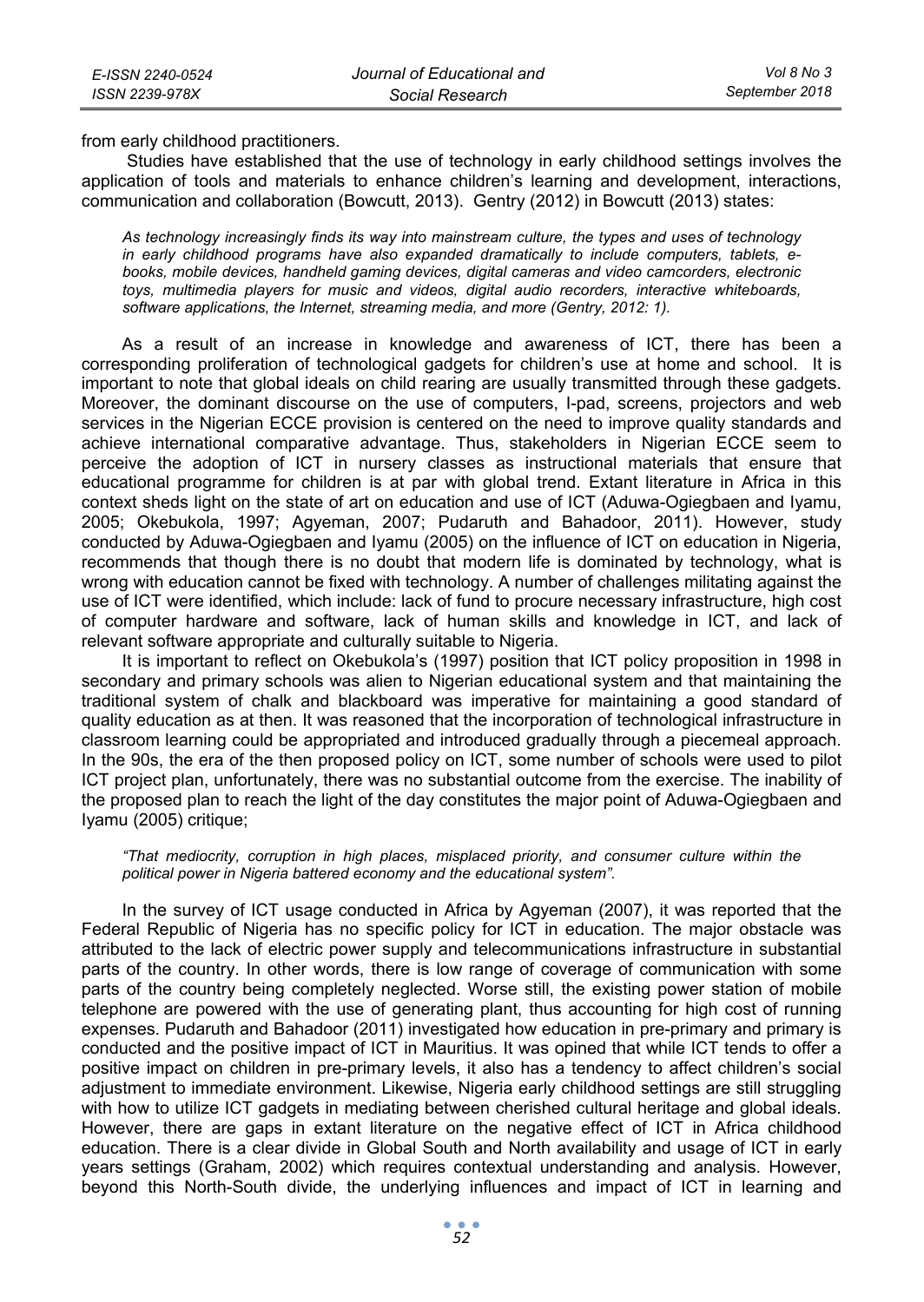from early childhood practitioners.

Studies have established that the use of technology in early childhood settings involves the application of tools and materials to enhance children's learning and development, interactions, communication and collaboration (Bowcutt, 2013). Gentry (2012) in Bowcutt (2013) states:

> *As technology increasingly finds its way into mainstream culture, the types and uses of technology in early childhood programs have also expanded dramatically to include computers, tablets, e-books, mobile devices, handheld gaming devices, digital cameras and video camcorders, electronic toys, multimedia players for music and videos, digital audio recorders, interactive whiteboards, software applications, the Internet, streaming media, and more (Gentry, 2012: 1).*

As a result of an increase in knowledge and awareness of ICT, there has been a corresponding proliferation of technological gadgets for children's use at home and school. It is important to note that global ideals on child rearing are usually transmitted through these gadgets. Moreover, the dominant discourse on the use of computers, I-pad, screens, projectors and web services in the Nigerian ECCE provision is centered on the need to improve quality standards and achieve international comparative advantage. Thus, stakeholders in Nigerian ECCE seem to perceive the adoption of ICT in nursery classes as instructional materials that ensure that educational programme for children is at par with global trend. Extant literature in Africa in this context sheds light on the state of art on education and use of ICT (Aduwa-Ogiegbaen and Iyamu, 2005; Okebukola, 1997; Agyeman, 2007; Pudaruth and Bahadoor, 2011). However, study conducted by Aduwa-Ogiegbaen and Iyamu (2005) on the influence of ICT on education in Nigeria, recommends that though there is no doubt that modern life is dominated by technology, what is wrong with education cannot be fixed with technology. A number of challenges militating against the use of ICT were identified, which include: lack of fund to procure necessary infrastructure, high cost of computer hardware and software, lack of human skills and knowledge in ICT, and lack of relevant software appropriate and culturally suitable to Nigeria.

It is important to reflect on Okebukola's (1997) position that ICT policy proposition in 1998 in secondary and primary schools was alien to Nigerian educational system and that maintaining the traditional system of chalk and blackboard was imperative for maintaining a good standard of quality education as at then. It was reasoned that the incorporation of technological infrastructure in classroom learning could be appropriated and introduced gradually through a piecemeal approach. In the 90s, the era of the then proposed policy on ICT, some number of schools were used to pilot ICT project plan, unfortunately, there was no substantial outcome from the exercise. The inability of the proposed plan to reach the light of the day constitutes the major point of Aduwa-Ogiegbaen and Iyamu (2005) critique;

> *"That mediocrity, corruption in high places, misplaced priority, and consumer culture within the political power in Nigeria battered economy and the educational system".*

In the survey of ICT usage conducted in Africa by Agyeman (2007), it was reported that the Federal Republic of Nigeria has no specific policy for ICT in education. The major obstacle was attributed to the lack of electric power supply and telecommunications infrastructure in substantial parts of the country. In other words, there is low range of coverage of communication with some parts of the country being completely neglected. Worse still, the existing power station of mobile telephone are powered with the use of generating plant, thus accounting for high cost of running expenses. Pudaruth and Bahadoor (2011) investigated how education in pre-primary and primary is conducted and the positive impact of ICT in Mauritius. It was opined that while ICT tends to offer a positive impact on children in pre-primary levels, it also has a tendency to affect children's social adjustment to immediate environment. Likewise, Nigeria early childhood settings are still struggling with how to utilize ICT gadgets in mediating between cherished cultural heritage and global ideals. However, there are gaps in extant literature on the negative effect of ICT in Africa childhood education. There is a clear divide in Global South and North availability and usage of ICT in early years settings (Graham, 2002) which requires contextual understanding and analysis. However, beyond this North-South divide, the underlying influences and impact of ICT in learning and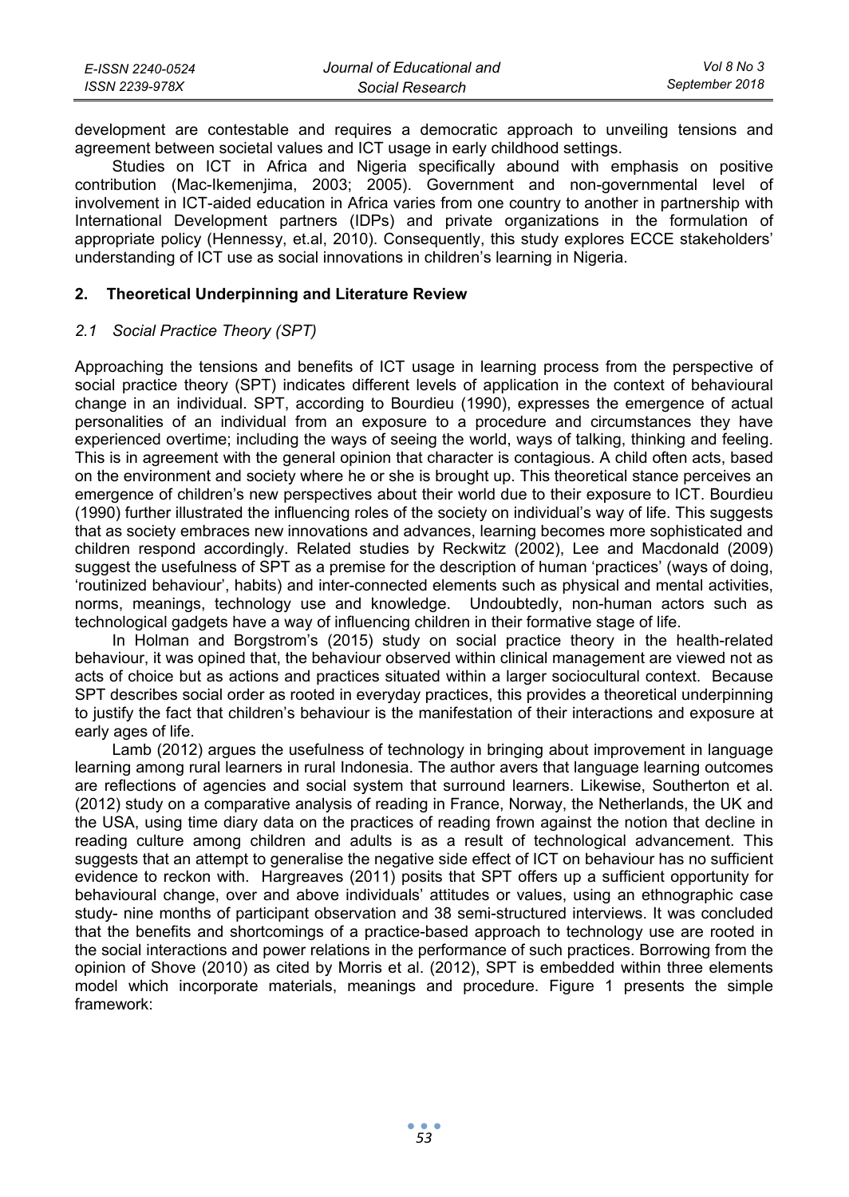development are contestable and requires a democratic approach to unveiling tensions and agreement between societal values and ICT usage in early childhood settings.

Studies on ICT in Africa and Nigeria specifically abound with emphasis on positive contribution (Mac-Ikemenjima, 2003; 2005). Government and non-governmental level of involvement in ICT-aided education in Africa varies from one country to another in partnership with International Development partners (IDPs) and private organizations in the formulation of appropriate policy (Hennessy, et.al, 2010). Consequently, this study explores ECCE stakeholders' understanding of ICT use as social innovations in children's learning in Nigeria.

## 2. Theoretical Underpinning and Literature Review

### *2.1 Social Practice Theory (SPT)*

Approaching the tensions and benefits of ICT usage in learning process from the perspective of social practice theory (SPT) indicates different levels of application in the context of behavioural change in an individual. SPT, according to Bourdieu (1990), expresses the emergence of actual personalities of an individual from an exposure to a procedure and circumstances they have experienced overtime; including the ways of seeing the world, ways of talking, thinking and feeling. This is in agreement with the general opinion that character is contagious. A child often acts, based on the environment and society where he or she is brought up. This theoretical stance perceives an emergence of children's new perspectives about their world due to their exposure to ICT. Bourdieu (1990) further illustrated the influencing roles of the society on individual's way of life. This suggests that as society embraces new innovations and advances, learning becomes more sophisticated and children respond accordingly. Related studies by Reckwitz (2002), Lee and Macdonald (2009) suggest the usefulness of SPT as a premise for the description of human 'practices' (ways of doing, 'routinized behaviour', habits) and inter-connected elements such as physical and mental activities, norms, meanings, technology use and knowledge. Undoubtedly, non-human actors such as technological gadgets have a way of influencing children in their formative stage of life.

In Holman and Borgstrom's (2015) study on social practice theory in the health-related behaviour, it was opined that, the behaviour observed within clinical management are viewed not as acts of choice but as actions and practices situated within a larger sociocultural context. Because SPT describes social order as rooted in everyday practices, this provides a theoretical underpinning to justify the fact that children's behaviour is the manifestation of their interactions and exposure at early ages of life.

Lamb (2012) argues the usefulness of technology in bringing about improvement in language learning among rural learners in rural Indonesia. The author avers that language learning outcomes are reflections of agencies and social system that surround learners. Likewise, Southerton et al. (2012) study on a comparative analysis of reading in France, Norway, the Netherlands, the UK and the USA, using time diary data on the practices of reading frown against the notion that decline in reading culture among children and adults is as a result of technological advancement. This suggests that an attempt to generalise the negative side effect of ICT on behaviour has no sufficient evidence to reckon with. Hargreaves (2011) posits that SPT offers up a sufficient opportunity for behavioural change, over and above individuals' attitudes or values, using an ethnographic case study- nine months of participant observation and 38 semi-structured interviews. It was concluded that the benefits and shortcomings of a practice-based approach to technology use are rooted in the social interactions and power relations in the performance of such practices. Borrowing from the opinion of Shove (2010) as cited by Morris et al. (2012), SPT is embedded within three elements model which incorporate materials, meanings and procedure. Figure 1 presents the simple framework: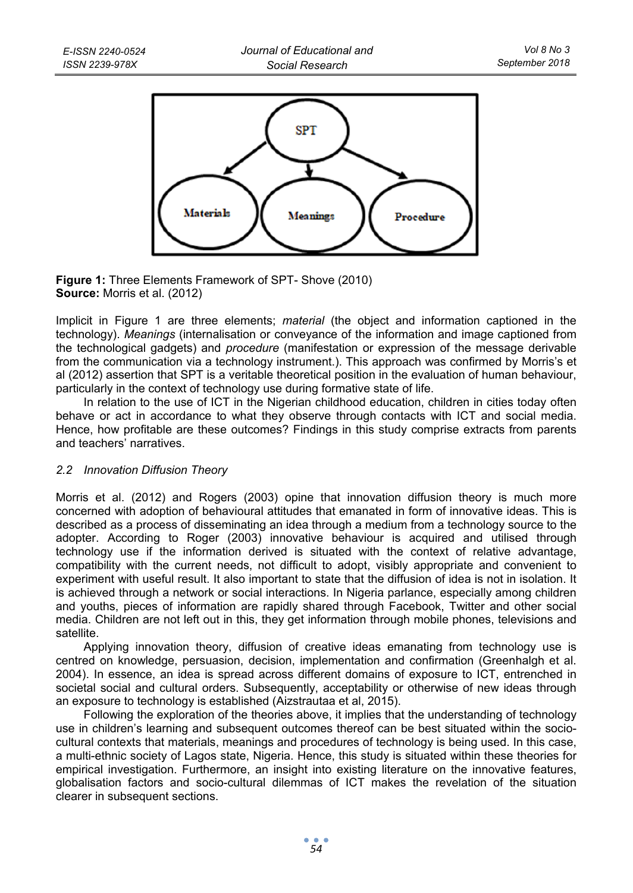**Figure 1:** Three Elements Framework of SPT- Shove (2010)
**Source:** Morris et al. (2012)

Implicit in Figure 1 are three elements; *material* (the object and information captioned in the technology). *Meanings* (internalisation or conveyance of the information and image captioned from the technological gadgets) and *procedure* (manifestation or expression of the message derivable from the communication via a technology instrument.). This approach was confirmed by Morris's et al (2012) assertion that SPT is a veritable theoretical position in the evaluation of human behaviour, particularly in the context of technology use during formative state of life.

In relation to the use of ICT in the Nigerian childhood education, children in cities today often behave or act in accordance to what they observe through contacts with ICT and social media. Hence, how profitable are these outcomes? Findings in this study comprise extracts from parents and teachers' narratives.

### *2.2 Innovation Diffusion Theory*

Morris et al. (2012) and Rogers (2003) opine that innovation diffusion theory is much more concerned with adoption of behavioural attitudes that emanated in form of innovative ideas. This is described as a process of disseminating an idea through a medium from a technology source to the adopter. According to Roger (2003) innovative behaviour is acquired and utilised through technology use if the information derived is situated with the context of relative advantage, compatibility with the current needs, not difficult to adopt, visibly appropriate and convenient to experiment with useful result. It also important to state that the diffusion of idea is not in isolation. It is achieved through a network or social interactions. In Nigeria parlance, especially among children and youths, pieces of information are rapidly shared through Facebook, Twitter and other social media. Children are not left out in this, they get information through mobile phones, televisions and satellite.

Applying innovation theory, diffusion of creative ideas emanating from technology use is centred on knowledge, persuasion, decision, implementation and confirmation (Greenhalgh et al. 2004). In essence, an idea is spread across different domains of exposure to ICT, entrenched in societal social and cultural orders. Subsequently, acceptability or otherwise of new ideas through an exposure to technology is established (Aizstrautaa et al, 2015).

Following the exploration of the theories above, it implies that the understanding of technology use in children's learning and subsequent outcomes thereof can be best situated within the socio-cultural contexts that materials, meanings and procedures of technology is being used. In this case, a multi-ethnic society of Lagos state, Nigeria. Hence, this study is situated within these theories for empirical investigation. Furthermore, an insight into existing literature on the innovative features, globalisation factors and socio-cultural dilemmas of ICT makes the revelation of the situation clearer in subsequent sections.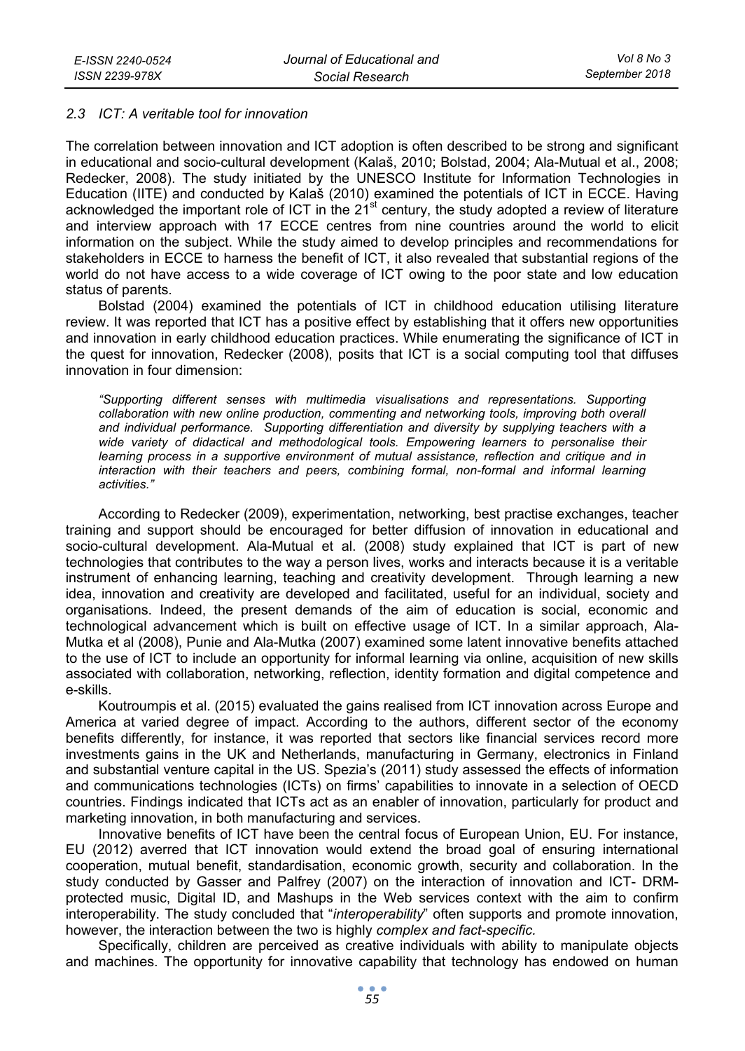### *2.3 ICT: A veritable tool for innovation*

The correlation between innovation and ICT adoption is often described to be strong and significant in educational and socio-cultural development (Kalaš, 2010; Bolstad, 2004; Ala-Mutual et al., 2008; Redecker, 2008). The study initiated by the UNESCO Institute for Information Technologies in Education (IITE) and conducted by Kalaš (2010) examined the potentials of ICT in ECCE. Having acknowledged the important role of ICT in the 21st century, the study adopted a review of literature and interview approach with 17 ECCE centres from nine countries around the world to elicit information on the subject. While the study aimed to develop principles and recommendations for stakeholders in ECCE to harness the benefit of ICT, it also revealed that substantial regions of the world do not have access to a wide coverage of ICT owing to the poor state and low education status of parents.

Bolstad (2004) examined the potentials of ICT in childhood education utilising literature review. It was reported that ICT has a positive effect by establishing that it offers new opportunities and innovation in early childhood education practices. While enumerating the significance of ICT in the quest for innovation, Redecker (2008), posits that ICT is a social computing tool that diffuses innovation in four dimension:

> *"Supporting different senses with multimedia visualisations and representations. Supporting collaboration with new online production, commenting and networking tools, improving both overall and individual performance. Supporting differentiation and diversity by supplying teachers with a wide variety of didactical and methodological tools. Empowering learners to personalise their learning process in a supportive environment of mutual assistance, reflection and critique and in interaction with their teachers and peers, combining formal, non-formal and informal learning activities."*

According to Redecker (2009), experimentation, networking, best practise exchanges, teacher training and support should be encouraged for better diffusion of innovation in educational and socio-cultural development. Ala-Mutual et al. (2008) study explained that ICT is part of new technologies that contributes to the way a person lives, works and interacts because it is a veritable instrument of enhancing learning, teaching and creativity development. Through learning a new idea, innovation and creativity are developed and facilitated, useful for an individual, society and organisations. Indeed, the present demands of the aim of education is social, economic and technological advancement which is built on effective usage of ICT. In a similar approach, Ala-Mutka et al (2008), Punie and Ala-Mutka (2007) examined some latent innovative benefits attached to the use of ICT to include an opportunity for informal learning via online, acquisition of new skills associated with collaboration, networking, reflection, identity formation and digital competence and e-skills.

Koutroumpis et al. (2015) evaluated the gains realised from ICT innovation across Europe and America at varied degree of impact. According to the authors, different sector of the economy benefits differently, for instance, it was reported that sectors like financial services record more investments gains in the UK and Netherlands, manufacturing in Germany, electronics in Finland and substantial venture capital in the US. Spezia's (2011) study assessed the effects of information and communications technologies (ICTs) on firms' capabilities to innovate in a selection of OECD countries. Findings indicated that ICTs act as an enabler of innovation, particularly for product and marketing innovation, in both manufacturing and services.

Innovative benefits of ICT have been the central focus of European Union, EU. For instance, EU (2012) averred that ICT innovation would extend the broad goal of ensuring international cooperation, mutual benefit, standardisation, economic growth, security and collaboration. In the study conducted by Gasser and Palfrey (2007) on the interaction of innovation and ICT- DRM-protected music, Digital ID, and Mashups in the Web services context with the aim to confirm interoperability. The study concluded that "*interoperability*" often supports and promote innovation, however, the interaction between the two is highly *complex and fact-specific*.

Specifically, children are perceived as creative individuals with ability to manipulate objects and machines. The opportunity for innovative capability that technology has endowed on human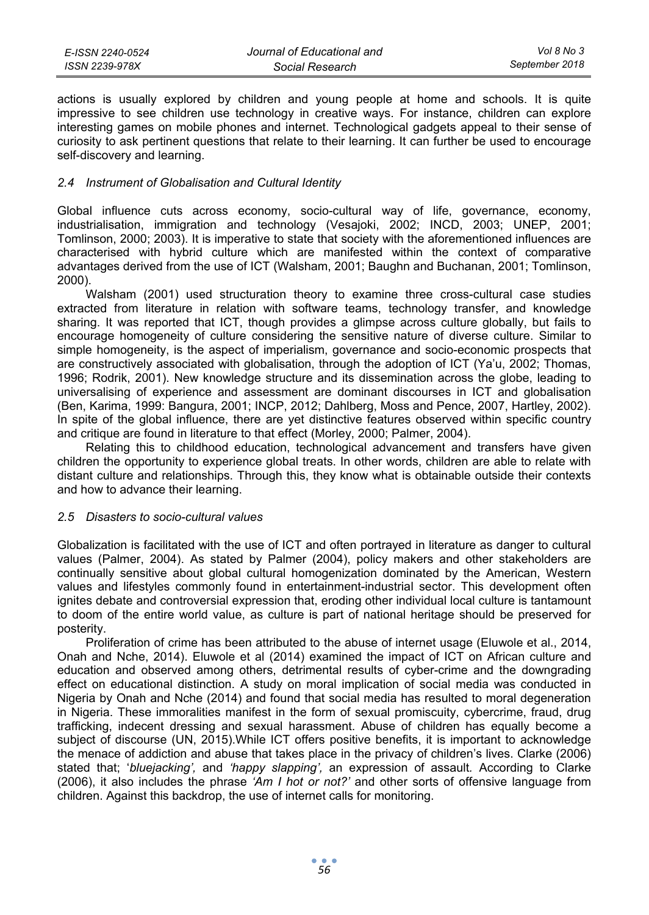actions is usually explored by children and young people at home and schools. It is quite impressive to see children use technology in creative ways. For instance, children can explore interesting games on mobile phones and internet. Technological gadgets appeal to their sense of curiosity to ask pertinent questions that relate to their learning. It can further be used to encourage self-discovery and learning.

### *2.4 Instrument of Globalisation and Cultural Identity*

Global influence cuts across economy, socio-cultural way of life, governance, economy, industrialisation, immigration and technology (Vesajoki, 2002; INCD, 2003; UNEP, 2001; Tomlinson, 2000; 2003). It is imperative to state that society with the aforementioned influences are characterised with hybrid culture which are manifested within the context of comparative advantages derived from the use of ICT (Walsham, 2001; Baughn and Buchanan, 2001; Tomlinson, 2000).

Walsham (2001) used structuration theory to examine three cross-cultural case studies extracted from literature in relation with software teams, technology transfer, and knowledge sharing. It was reported that ICT, though provides a glimpse across culture globally, but fails to encourage homogeneity of culture considering the sensitive nature of diverse culture. Similar to simple homogeneity, is the aspect of imperialism, governance and socio-economic prospects that are constructively associated with globalisation, through the adoption of ICT (Ya'u, 2002; Thomas, 1996; Rodrik, 2001). New knowledge structure and its dissemination across the globe, leading to universalising of experience and assessment are dominant discourses in ICT and globalisation (Ben, Karima, 1999: Bangura, 2001; INCP, 2012; Dahlberg, Moss and Pence, 2007, Hartley, 2002). In spite of the global influence, there are yet distinctive features observed within specific country and critique are found in literature to that effect (Morley, 2000; Palmer, 2004).

Relating this to childhood education, technological advancement and transfers have given children the opportunity to experience global treats. In other words, children are able to relate with distant culture and relationships. Through this, they know what is obtainable outside their contexts and how to advance their learning.

### *2.5 Disasters to socio-cultural values*

Globalization is facilitated with the use of ICT and often portrayed in literature as danger to cultural values (Palmer, 2004). As stated by Palmer (2004), policy makers and other stakeholders are continually sensitive about global cultural homogenization dominated by the American, Western values and lifestyles commonly found in entertainment-industrial sector. This development often ignites debate and controversial expression that, eroding other individual local culture is tantamount to doom of the entire world value, as culture is part of national heritage should be preserved for posterity.

Proliferation of crime has been attributed to the abuse of internet usage (Eluwole et al., 2014, Onah and Nche, 2014). Eluwole et al (2014) examined the impact of ICT on African culture and education and observed among others, detrimental results of cyber-crime and the downgrading effect on educational distinction. A study on moral implication of social media was conducted in Nigeria by Onah and Nche (2014) and found that social media has resulted to moral degeneration in Nigeria. These immoralities manifest in the form of sexual promiscuity, cybercrime, fraud, drug trafficking, indecent dressing and sexual harassment. Abuse of children has equally become a subject of discourse (UN, 2015).While ICT offers positive benefits, it is important to acknowledge the menace of addiction and abuse that takes place in the privacy of children's lives. Clarke (2006) stated that; '*bluejacking',* and *'happy slapping',* an expression of assault. According to Clarke (2006), it also includes the phrase *'Am I hot or not?'* and other sorts of offensive language from children. Against this backdrop, the use of internet calls for monitoring.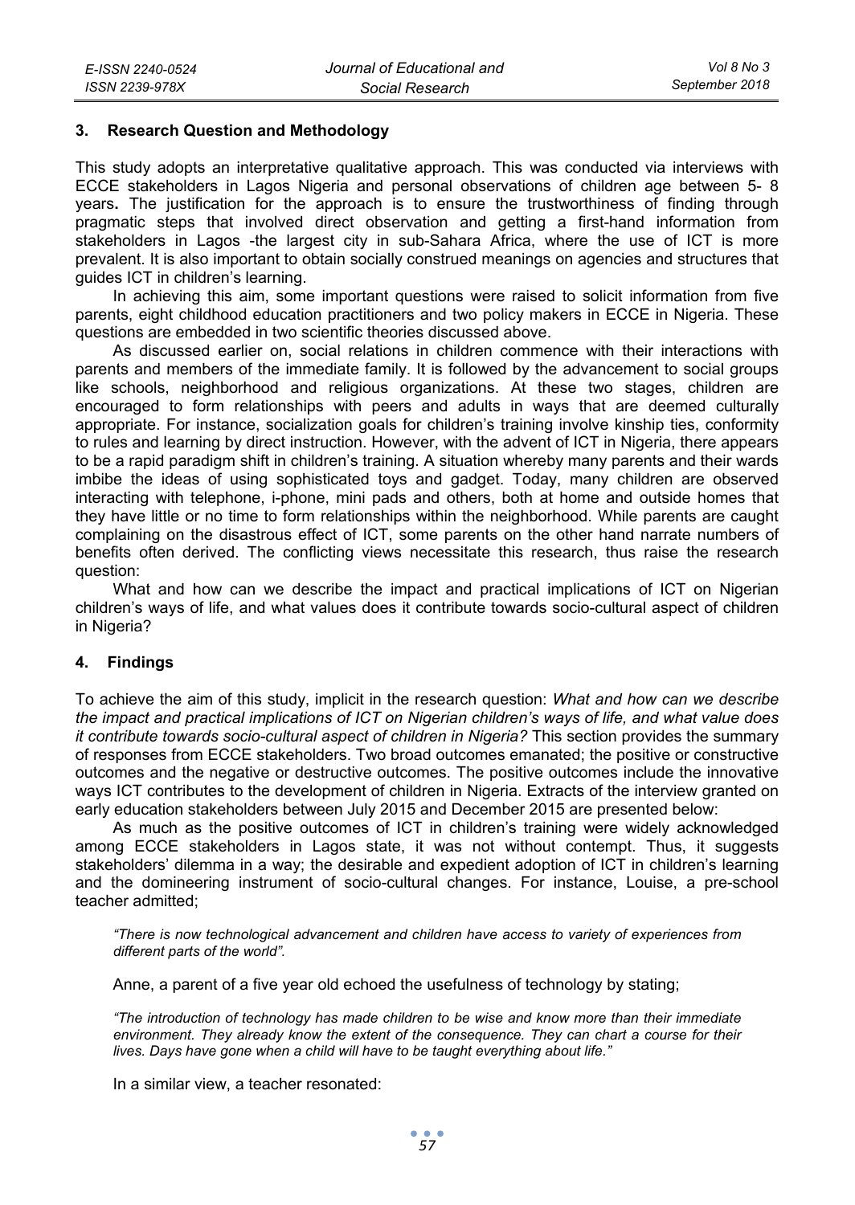## 3. Research Question and Methodology

This study adopts an interpretative qualitative approach. This was conducted via interviews with ECCE stakeholders in Lagos Nigeria and personal observations of children age between 5- 8 years**.** The justification for the approach is to ensure the trustworthiness of finding through pragmatic steps that involved direct observation and getting a first-hand information from stakeholders in Lagos -the largest city in sub-Sahara Africa, where the use of ICT is more prevalent. It is also important to obtain socially construed meanings on agencies and structures that guides ICT in children's learning.

In achieving this aim, some important questions were raised to solicit information from five parents, eight childhood education practitioners and two policy makers in ECCE in Nigeria. These questions are embedded in two scientific theories discussed above.

As discussed earlier on, social relations in children commence with their interactions with parents and members of the immediate family. It is followed by the advancement to social groups like schools, neighborhood and religious organizations. At these two stages, children are encouraged to form relationships with peers and adults in ways that are deemed culturally appropriate. For instance, socialization goals for children's training involve kinship ties, conformity to rules and learning by direct instruction. However, with the advent of ICT in Nigeria, there appears to be a rapid paradigm shift in children's training. A situation whereby many parents and their wards imbibe the ideas of using sophisticated toys and gadget. Today, many children are observed interacting with telephone, i-phone, mini pads and others, both at home and outside homes that they have little or no time to form relationships within the neighborhood. While parents are caught complaining on the disastrous effect of ICT, some parents on the other hand narrate numbers of benefits often derived. The conflicting views necessitate this research, thus raise the research question:

What and how can we describe the impact and practical implications of ICT on Nigerian children's ways of life, and what values does it contribute towards socio-cultural aspect of children in Nigeria?

## 4. Findings

To achieve the aim of this study, implicit in the research question: *What and how can we describe the impact and practical implications of ICT on Nigerian children's ways of life, and what value does it contribute towards socio-cultural aspect of children in Nigeria?* This section provides the summary of responses from ECCE stakeholders. Two broad outcomes emanated; the positive or constructive outcomes and the negative or destructive outcomes. The positive outcomes include the innovative ways ICT contributes to the development of children in Nigeria. Extracts of the interview granted on early education stakeholders between July 2015 and December 2015 are presented below:

As much as the positive outcomes of ICT in children's training were widely acknowledged among ECCE stakeholders in Lagos state, it was not without contempt. Thus, it suggests stakeholders' dilemma in a way; the desirable and expedient adoption of ICT in children's learning and the domineering instrument of socio-cultural changes. For instance, Louise, a pre-school teacher admitted;

> *"There is now technological advancement and children have access to variety of experiences from different parts of the world".*

Anne, a parent of a five year old echoed the usefulness of technology by stating;

> *"The introduction of technology has made children to be wise and know more than their immediate environment. They already know the extent of the consequence. They can chart a course for their lives. Days have gone when a child will have to be taught everything about life."*

In a similar view, a teacher resonated: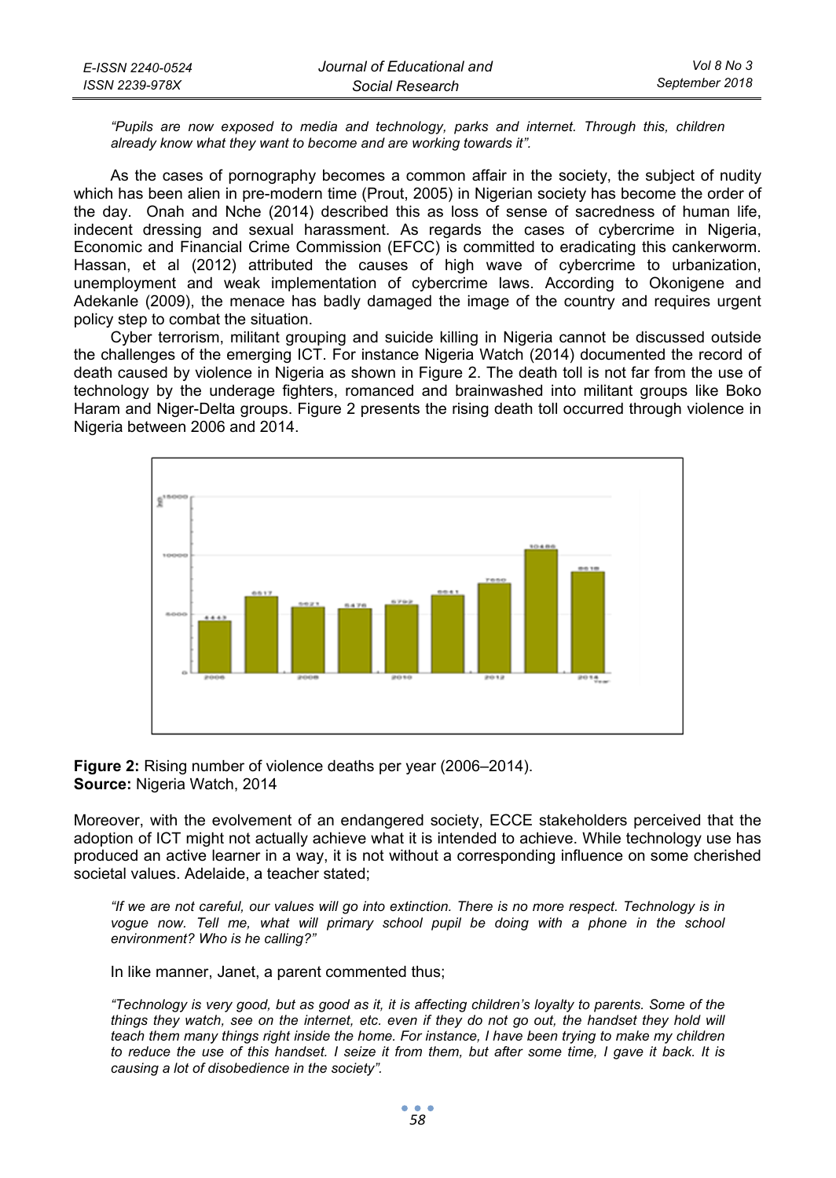*"Pupils are now exposed to media and technology, parks and internet. Through this, children already know what they want to become and are working towards it".*

As the cases of pornography becomes a common affair in the society, the subject of nudity which has been alien in pre-modern time (Prout, 2005) in Nigerian society has become the order of the day. Onah and Nche (2014) described this as loss of sense of sacredness of human life, indecent dressing and sexual harassment. As regards the cases of cybercrime in Nigeria, Economic and Financial Crime Commission (EFCC) is committed to eradicating this cankerworm. Hassan, et al (2012) attributed the causes of high wave of cybercrime to urbanization, unemployment and weak implementation of cybercrime laws. According to Okonigene and Adekanle (2009), the menace has badly damaged the image of the country and requires urgent policy step to combat the situation.

Cyber terrorism, militant grouping and suicide killing in Nigeria cannot be discussed outside the challenges of the emerging ICT. For instance Nigeria Watch (2014) documented the record of death caused by violence in Nigeria as shown in Figure 2. The death toll is not far from the use of technology by the underage fighters, romanced and brainwashed into militant groups like Boko Haram and Niger-Delta groups. Figure 2 presents the rising death toll occurred through violence in Nigeria between 2006 and 2014.

**Figure 2:** Rising number of violence deaths per year (2006–2014).
**Source:** Nigeria Watch, 2014

Moreover, with the evolvement of an endangered society, ECCE stakeholders perceived that the adoption of ICT might not actually achieve what it is intended to achieve. While technology use has produced an active learner in a way, it is not without a corresponding influence on some cherished societal values. Adelaide, a teacher stated;

*"If we are not careful, our values will go into extinction. There is no more respect. Technology is in vogue now. Tell me, what will primary school pupil be doing with a phone in the school environment? Who is he calling?"*

In like manner, Janet, a parent commented thus;

*"Technology is very good, but as good as it, it is affecting children's loyalty to parents. Some of the things they watch, see on the internet, etc. even if they do not go out, the handset they hold will teach them many things right inside the home. For instance, I have been trying to make my children to reduce the use of this handset. I seize it from them, but after some time, I gave it back. It is causing a lot of disobedience in the society".*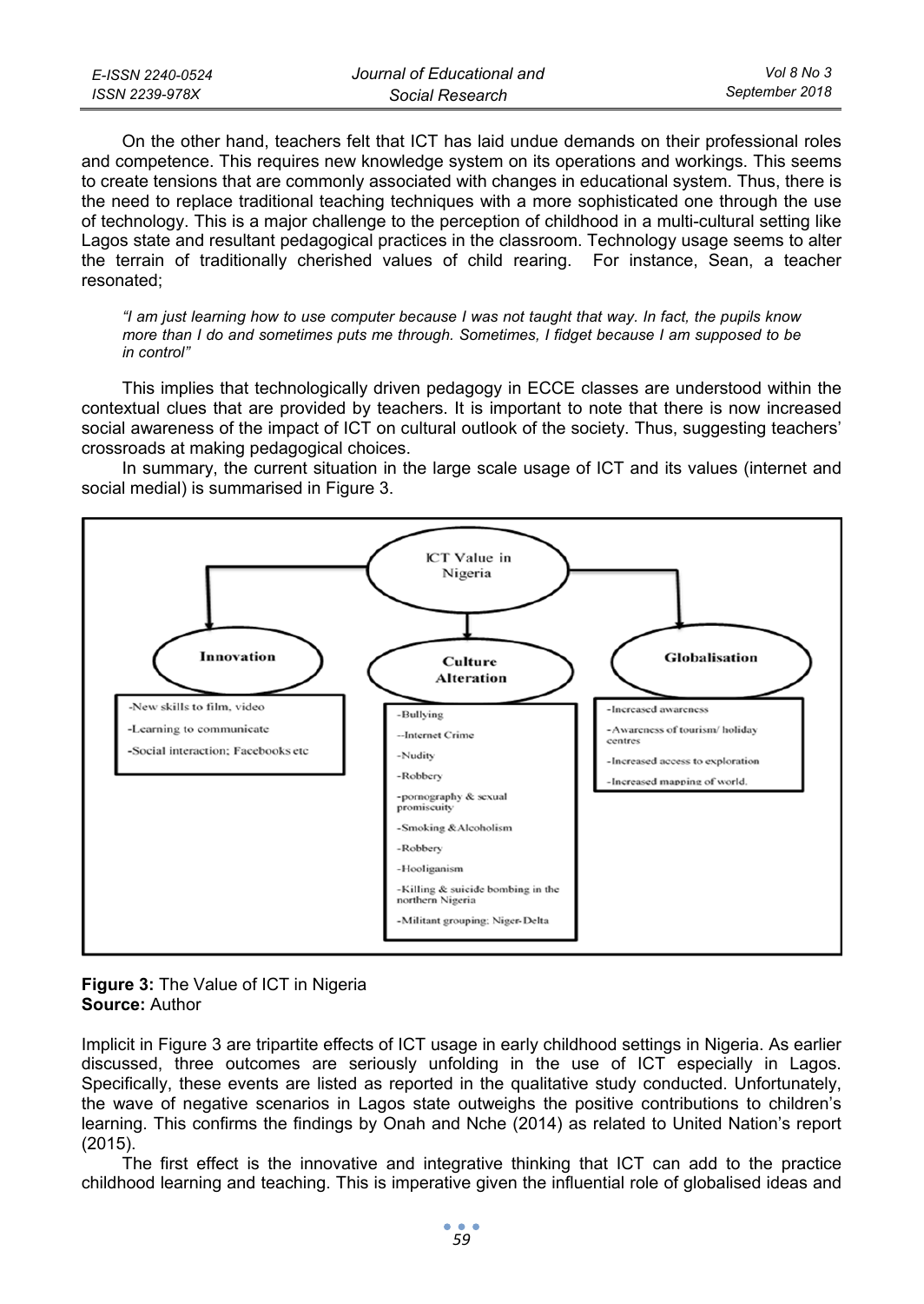On the other hand, teachers felt that ICT has laid undue demands on their professional roles and competence. This requires new knowledge system on its operations and workings. This seems to create tensions that are commonly associated with changes in educational system. Thus, there is the need to replace traditional teaching techniques with a more sophisticated one through the use of technology. This is a major challenge to the perception of childhood in a multi-cultural setting like Lagos state and resultant pedagogical practices in the classroom. Technology usage seems to alter the terrain of traditionally cherished values of child rearing. For instance, Sean, a teacher resonated;

*"I am just learning how to use computer because I was not taught that way. In fact, the pupils know more than I do and sometimes puts me through. Sometimes, I fidget because I am supposed to be in control"*

This implies that technologically driven pedagogy in ECCE classes are understood within the contextual clues that are provided by teachers. It is important to note that there is now increased social awareness of the impact of ICT on cultural outlook of the society. Thus, suggesting teachers' crossroads at making pedagogical choices.

In summary, the current situation in the large scale usage of ICT and its values (internet and social medial) is summarised in Figure 3.

ICT Value in Nigeria

**Innovation**
- -New skills to film, video
- -Learning to communicate
- -Social interaction; Facebooks etc

**Culture Alteration**
- -Bullying
- --Internet Crime
- -Nudity
- -Robbery
- -pornography & sexual promiscuity
- -Smoking &Alcoholism
- -Robbery
- -Hooliganism
- -Killing & suicide bombing in the northern Nigeria
- -Militant grouping; Niger-Delta

**Globalisation**
- -Increased awareness
- -Awareness of tourism/ holiday centres
- -Increased access to exploration
- -Increased mapping of world.

**Figure 3:** The Value of ICT in Nigeria
**Source:** Author

Implicit in Figure 3 are tripartite effects of ICT usage in early childhood settings in Nigeria. As earlier discussed, three outcomes are seriously unfolding in the use of ICT especially in Lagos. Specifically, these events are listed as reported in the qualitative study conducted. Unfortunately, the wave of negative scenarios in Lagos state outweighs the positive contributions to children's learning. This confirms the findings by Onah and Nche (2014) as related to United Nation's report (2015).

The first effect is the innovative and integrative thinking that ICT can add to the practice childhood learning and teaching. This is imperative given the influential role of globalised ideas and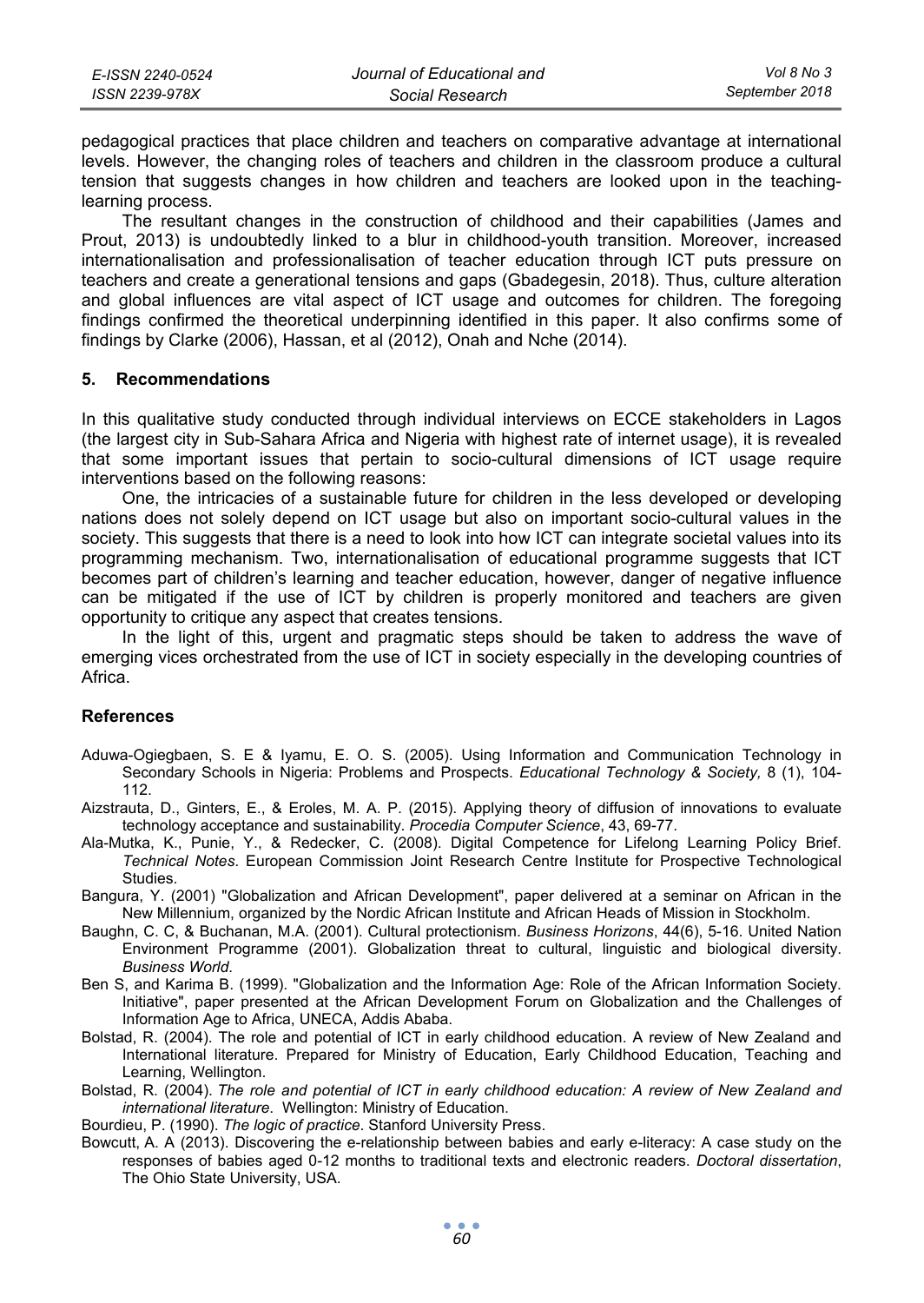pedagogical practices that place children and teachers on comparative advantage at international levels. However, the changing roles of teachers and children in the classroom produce a cultural tension that suggests changes in how children and teachers are looked upon in the teaching-learning process.

The resultant changes in the construction of childhood and their capabilities (James and Prout, 2013) is undoubtedly linked to a blur in childhood-youth transition. Moreover, increased internationalisation and professionalisation of teacher education through ICT puts pressure on teachers and create a generational tensions and gaps (Gbadegesin, 2018). Thus, culture alteration and global influences are vital aspect of ICT usage and outcomes for children. The foregoing findings confirmed the theoretical underpinning identified in this paper. It also confirms some of findings by Clarke (2006), Hassan, et al (2012), Onah and Nche (2014).

## 5. Recommendations

In this qualitative study conducted through individual interviews on ECCE stakeholders in Lagos (the largest city in Sub-Sahara Africa and Nigeria with highest rate of internet usage), it is revealed that some important issues that pertain to socio-cultural dimensions of ICT usage require interventions based on the following reasons:

One, the intricacies of a sustainable future for children in the less developed or developing nations does not solely depend on ICT usage but also on important socio-cultural values in the society. This suggests that there is a need to look into how ICT can integrate societal values into its programming mechanism. Two, internationalisation of educational programme suggests that ICT becomes part of children's learning and teacher education, however, danger of negative influence can be mitigated if the use of ICT by children is properly monitored and teachers are given opportunity to critique any aspect that creates tensions.

In the light of this, urgent and pragmatic steps should be taken to address the wave of emerging vices orchestrated from the use of ICT in society especially in the developing countries of Africa.

## References

Aduwa-Ogiegbaen, S. E & Iyamu, E. O. S. (2005). Using Information and Communication Technology in Secondary Schools in Nigeria: Problems and Prospects. *Educational Technology & Society,* 8 (1), 104-112.

Aizstrauta, D., Ginters, E., & Eroles, M. A. P. (2015). Applying theory of diffusion of innovations to evaluate technology acceptance and sustainability. *Procedia Computer Science*, 43, 69-77.

Ala-Mutka, K., Punie, Y., & Redecker, C. (2008). Digital Competence for Lifelong Learning Policy Brief. *Technical Notes*. European Commission Joint Research Centre Institute for Prospective Technological Studies.

Bangura, Y. (2001) "Globalization and African Development", paper delivered at a seminar on African in the New Millennium, organized by the Nordic African Institute and African Heads of Mission in Stockholm.

Baughn, C. C, & Buchanan, M.A. (2001). Cultural protectionism. *Business Horizons*, 44(6), 5-16. United Nation Environment Programme (2001). Globalization threat to cultural, linguistic and biological diversity. *Business World*.

Ben S, and Karima B. (1999). "Globalization and the Information Age: Role of the African Information Society. Initiative", paper presented at the African Development Forum on Globalization and the Challenges of Information Age to Africa, UNECA, Addis Ababa.

Bolstad, R. (2004). The role and potential of ICT in early childhood education. A review of New Zealand and International literature. Prepared for Ministry of Education, Early Childhood Education, Teaching and Learning, Wellington.

Bolstad, R. (2004). *The role and potential of ICT in early childhood education: A review of New Zealand and international literature*. Wellington: Ministry of Education.

Bourdieu, P. (1990). *The logic of practice*. Stanford University Press.

Bowcutt, A. A (2013). Discovering the e-relationship between babies and early e-literacy: A case study on the responses of babies aged 0-12 months to traditional texts and electronic readers. *Doctoral dissertation*, The Ohio State University, USA.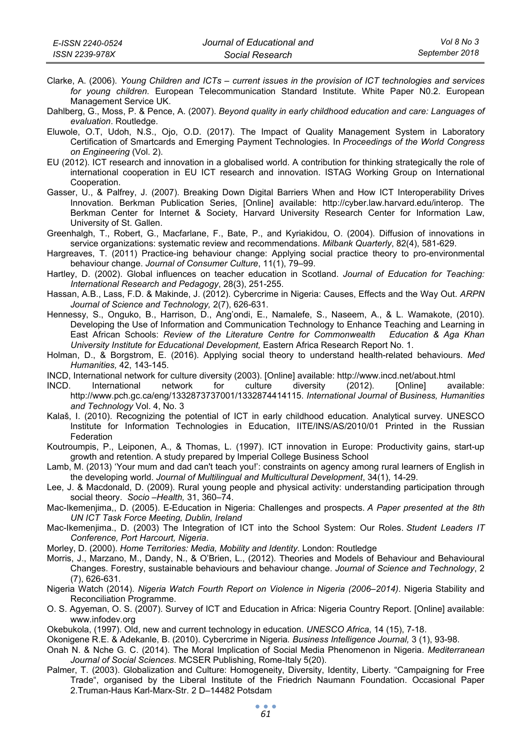Clarke, A. (2006). *Young Children and ICTs – current issues in the provision of ICT technologies and services for young children.* European Telecommunication Standard Institute. White Paper N0.2. European Management Service UK.

Dahlberg, G., Moss, P. & Pence, A. (2007). *Beyond quality in early childhood education and care: Languages of evaluation*. Routledge.

Eluwole, O.T, Udoh, N.S., Ojo, O.D. (2017). The Impact of Quality Management System in Laboratory Certification of Smartcards and Emerging Payment Technologies. In *Proceedings of the World Congress on Engineering* (Vol. 2).

EU (2012). ICT research and innovation in a globalised world. A contribution for thinking strategically the role of international cooperation in EU ICT research and innovation. ISTAG Working Group on International Cooperation.

Gasser, U., & Palfrey, J. (2007). Breaking Down Digital Barriers When and How ICT Interoperability Drives Innovation. Berkman Publication Series, [Online] available: http://cyber.law.harvard.edu/interop. The Berkman Center for Internet & Society, Harvard University Research Center for Information Law, University of St. Gallen.

Greenhalgh, T., Robert, G., Macfarlane, F., Bate, P., and Kyriakidou, O. (2004). Diffusion of innovations in service organizations: systematic review and recommendations. *Milbank Quarterly*, 82(4), 581-629.

Hargreaves, T. (2011) Practice-ing behaviour change: Applying social practice theory to pro-environmental behaviour change. *Journal of Consumer Culture*, 11(1), 79–99.

Hartley, D. (2002). Global influences on teacher education in Scotland. *Journal of Education for Teaching: International Research and Pedagogy*, 28(3), 251-255.

Hassan, A.B., Lass, F.D. & Makinde, J. (2012). Cybercrime in Nigeria: Causes, Effects and the Way Out. *ARPN Journal of Science and Technology,* 2(7), 626-631.

Hennessy, S., Onguko, B., Harrison, D., Ang'ondi, E., Namalefe, S., Naseem, A., & L. Wamakote, (2010). Developing the Use of Information and Communication Technology to Enhance Teaching and Learning in East African Schools: *Review of the Literature Centre for Commonwealth Education & Aga Khan University Institute for Educational Development,* Eastern Africa Research Report No. 1.

Holman, D., & Borgstrom, E. (2016). Applying social theory to understand health-related behaviours. *Med Humanities,* 42, 143-145.

INCD, International network for culture diversity (2003). [Online] available: http://www.incd.net/about.html

INCD. International network for culture diversity (2012). [Online] available: http://www.pch.gc.ca/eng/1332873737001/1332874414115. *International Journal of Business, Humanities and Technology* Vol. 4, No. 3

Kalaš, I. (2010). Recognizing the potential of ICT in early childhood education. Analytical survey. UNESCO Institute for Information Technologies in Education, IITE/INS/AS/2010/01 Printed in the Russian Federation

Koutroumpis, P., Leiponen, A., & Thomas, L. (1997). ICT innovation in Europe: Productivity gains, start-up growth and retention. A study prepared by Imperial College Business School

Lamb, M. (2013) 'Your mum and dad can't teach you!': constraints on agency among rural learners of English in the developing world. *Journal of Multilingual and Multicultural Development*, 34(1), 14-29.

Lee, J. & Macdonald, D. (2009). Rural young people and physical activity: understanding participation through social theory. *Socio –Health,* 31, 360–74.

Mac-Ikemenjima,, D. (2005). E-Education in Nigeria: Challenges and prospects. *A Paper presented at the 8th UN ICT Task Force Meeting, Dublin, Ireland*

Mac-Ikemenjima., D. (2003) The Integration of ICT into the School System: Our Roles. *Student Leaders IT Conference, Port Harcourt, Nigeria*.

Morley, D. (2000). *Home Territories: Media, Mobility and Identity*. London: Routledge

Morris, J., Marzano, M., Dandy, N., & O'Brien, L., (2012). Theories and Models of Behaviour and Behavioural Changes. Forestry, sustainable behaviours and behaviour change. *Journal of Science and Technology*, 2 (7), 626-631.

Nigeria Watch (2014). *Nigeria Watch Fourth Report on Violence in Nigeria (2006–2014)*. Nigeria Stability and Reconciliation Programme.

O. S. Agyeman, O. S. (2007). Survey of ICT and Education in Africa: Nigeria Country Report. [Online] available: www.infodev.org

Okebukola, (1997). Old, new and current technology in education. *UNESCO Africa*, 14 (15), 7-18.

Okonigene R.E. & Adekanle, B. (2010). Cybercrime in Nigeria. *Business Intelligence Journal,* 3 (1), 93-98.

Onah N. & Nche G. C. (2014). The Moral Implication of Social Media Phenomenon in Nigeria. *Mediterranean Journal of Social Sciences*. MCSER Publishing, Rome-Italy 5(20).

Palmer, T. (2003). Globalization and Culture: Homogeneity, Diversity, Identity, Liberty. "Campaigning for Free Trade", organised by the Liberal Institute of the Friedrich Naumann Foundation. Occasional Paper 2.Truman-Haus Karl-Marx-Str. 2 D–14482 Potsdam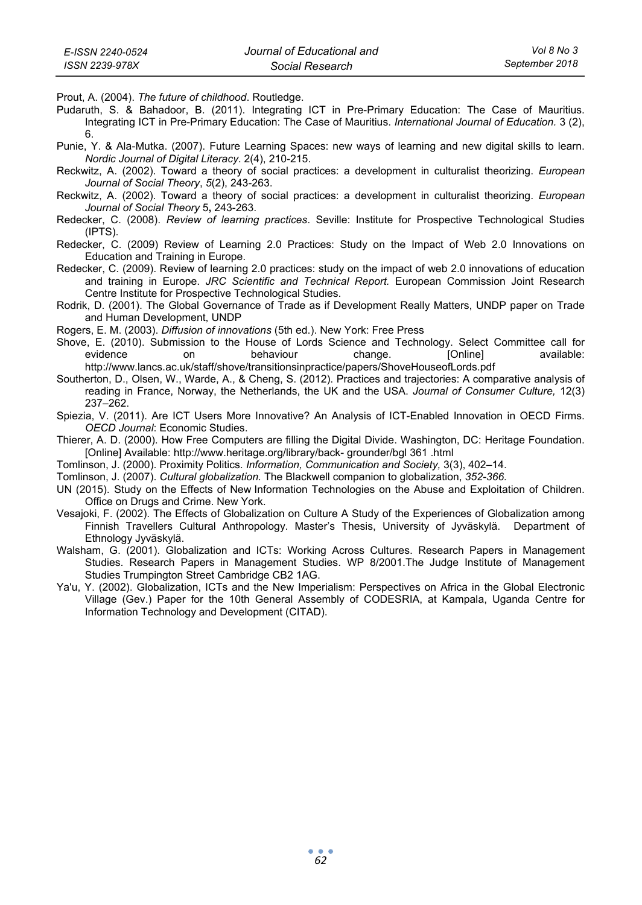Prout, A. (2004). *The future of childhood*. Routledge.

Pudaruth, S. & Bahadoor, B. (2011). Integrating ICT in Pre-Primary Education: The Case of Mauritius. Integrating ICT in Pre-Primary Education: The Case of Mauritius. *International Journal of Education.* 3 (2), 6.

Punie, Y. & Ala-Mutka. (2007). Future Learning Spaces: new ways of learning and new digital skills to learn. *Nordic Journal of Digital Literacy*. 2(4), 210-215.

Reckwitz, A. (2002). Toward a theory of social practices: a development in culturalist theorizing. *European Journal of Social Theory*, *5*(2), 243-263.

Reckwitz, A. (2002). Toward a theory of social practices: a development in culturalist theorizing. *European Journal of Social Theory* 5**,** 243-263.

Redecker, C. (2008). *Review of learning practices*. Seville: Institute for Prospective Technological Studies (IPTS).

Redecker, C. (2009) Review of Learning 2.0 Practices: Study on the Impact of Web 2.0 Innovations on Education and Training in Europe.

Redecker, C. (2009). Review of learning 2.0 practices: study on the impact of web 2.0 innovations of education and training in Europe. *JRC Scientific and Technical Report.* European Commission Joint Research Centre Institute for Prospective Technological Studies.

Rodrik, D. (2001). The Global Governance of Trade as if Development Really Matters, UNDP paper on Trade and Human Development, UNDP

Rogers, E. M. (2003). *Diffusion of innovations* (5th ed.). New York: Free Press

Shove, E. (2010). Submission to the House of Lords Science and Technology. Select Committee call for evidence on behaviour change. [Online] available: http://www.lancs.ac.uk/staff/shove/transitionsinpractice/papers/ShoveHouseofLords.pdf

Southerton, D., Olsen, W., Warde, A., & Cheng, S. (2012). Practices and trajectories: A comparative analysis of reading in France, Norway, the Netherlands, the UK and the USA. *Journal of Consumer Culture,* 12(3) 237–262.

Spiezia, V. (2011). Are ICT Users More Innovative? An Analysis of ICT-Enabled Innovation in OECD Firms. *OECD Journal*: Economic Studies.

Thierer, A. D. (2000). How Free Computers are filling the Digital Divide. Washington, DC: Heritage Foundation. [Online] Available: http://www.heritage.org/library/back- grounder/bgl 361 .html

Tomlinson, J. (2000). Proximity Politics. *Information, Communication and Society,* 3(3), 402–14.

Tomlinson, J. (2007). *Cultural globalization.* The Blackwell companion to globalization, *352-366.*

UN (2015). Study on the Effects of New Information Technologies on the Abuse and Exploitation of Children. Office on Drugs and Crime. New York.

Vesajoki, F. (2002). The Effects of Globalization on Culture A Study of the Experiences of Globalization among Finnish Travellers Cultural Anthropology. Master's Thesis, University of Jyväskylä. Department of Ethnology Jyväskylä.

Walsham, G. (2001). Globalization and ICTs: Working Across Cultures. Research Papers in Management Studies. Research Papers in Management Studies. WP 8/2001.The Judge Institute of Management Studies Trumpington Street Cambridge CB2 1AG.

Ya'u, Y. (2002). Globalization, ICTs and the New Imperialism: Perspectives on Africa in the Global Electronic Village (Gev.) Paper for the 10th General Assembly of CODESRIA, at Kampala, Uganda Centre for Information Technology and Development (CITAD).